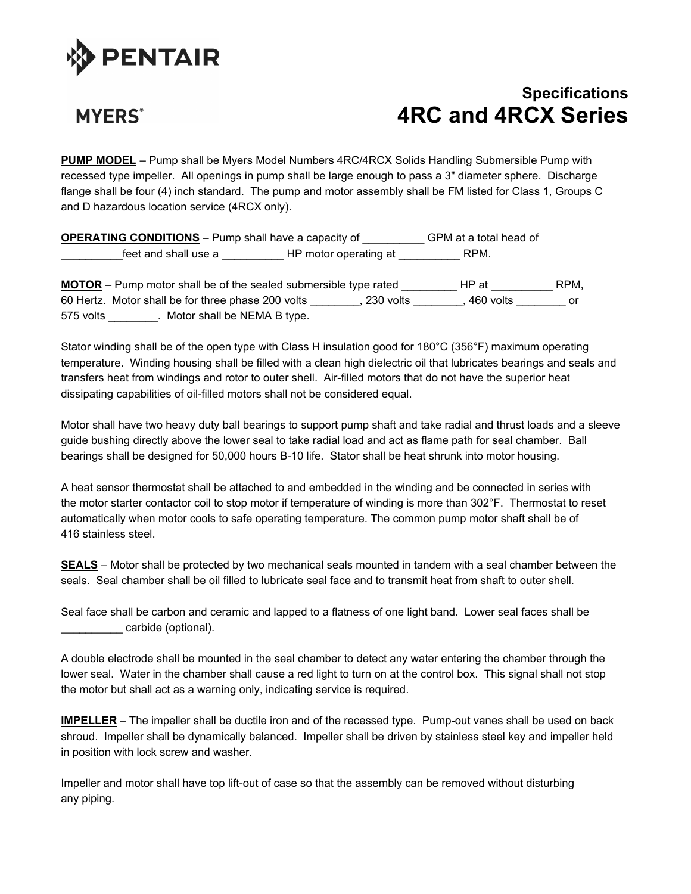PENTAIR

MYERS®

# Specifications
# 4RC and 4RCX Series

**PUMP MODEL** – Pump shall be Myers Model Numbers 4RC/4RCX Solids Handling Submersible Pump with recessed type impeller. All openings in pump shall be large enough to pass a 3" diameter sphere. Discharge flange shall be four (4) inch standard. The pump and motor assembly shall be FM listed for Class 1, Groups C and D hazardous location service (4RCX only).

**OPERATING CONDITIONS** – Pump shall have a capacity of __________ GPM at a total head of __________feet and shall use a __________ HP motor operating at __________ RPM.

**MOTOR** – Pump motor shall be of the sealed submersible type rated _________ HP at __________ RPM, 60 Hertz. Motor shall be for three phase 200 volts ________, 230 volts ________, 460 volts ________ or 575 volts ________. Motor shall be NEMA B type.

Stator winding shall be of the open type with Class H insulation good for 180°C (356°F) maximum operating temperature. Winding housing shall be filled with a clean high dielectric oil that lubricates bearings and seals and transfers heat from windings and rotor to outer shell. Air-filled motors that do not have the superior heat dissipating capabilities of oil-filled motors shall not be considered equal.

Motor shall have two heavy duty ball bearings to support pump shaft and take radial and thrust loads and a sleeve guide bushing directly above the lower seal to take radial load and act as flame path for seal chamber. Ball bearings shall be designed for 50,000 hours B-10 life. Stator shall be heat shrunk into motor housing.

A heat sensor thermostat shall be attached to and embedded in the winding and be connected in series with the motor starter contactor coil to stop motor if temperature of winding is more than 302°F. Thermostat to reset automatically when motor cools to safe operating temperature. The common pump motor shaft shall be of 416 stainless steel.

**SEALS** – Motor shall be protected by two mechanical seals mounted in tandem with a seal chamber between the seals. Seal chamber shall be oil filled to lubricate seal face and to transmit heat from shaft to outer shell.

Seal face shall be carbon and ceramic and lapped to a flatness of one light band. Lower seal faces shall be __________ carbide (optional).

A double electrode shall be mounted in the seal chamber to detect any water entering the chamber through the lower seal. Water in the chamber shall cause a red light to turn on at the control box. This signal shall not stop the motor but shall act as a warning only, indicating service is required.

**IMPELLER** – The impeller shall be ductile iron and of the recessed type. Pump-out vanes shall be used on back shroud. Impeller shall be dynamically balanced. Impeller shall be driven by stainless steel key and impeller held in position with lock screw and washer.

Impeller and motor shall have top lift-out of case so that the assembly can be removed without disturbing any piping.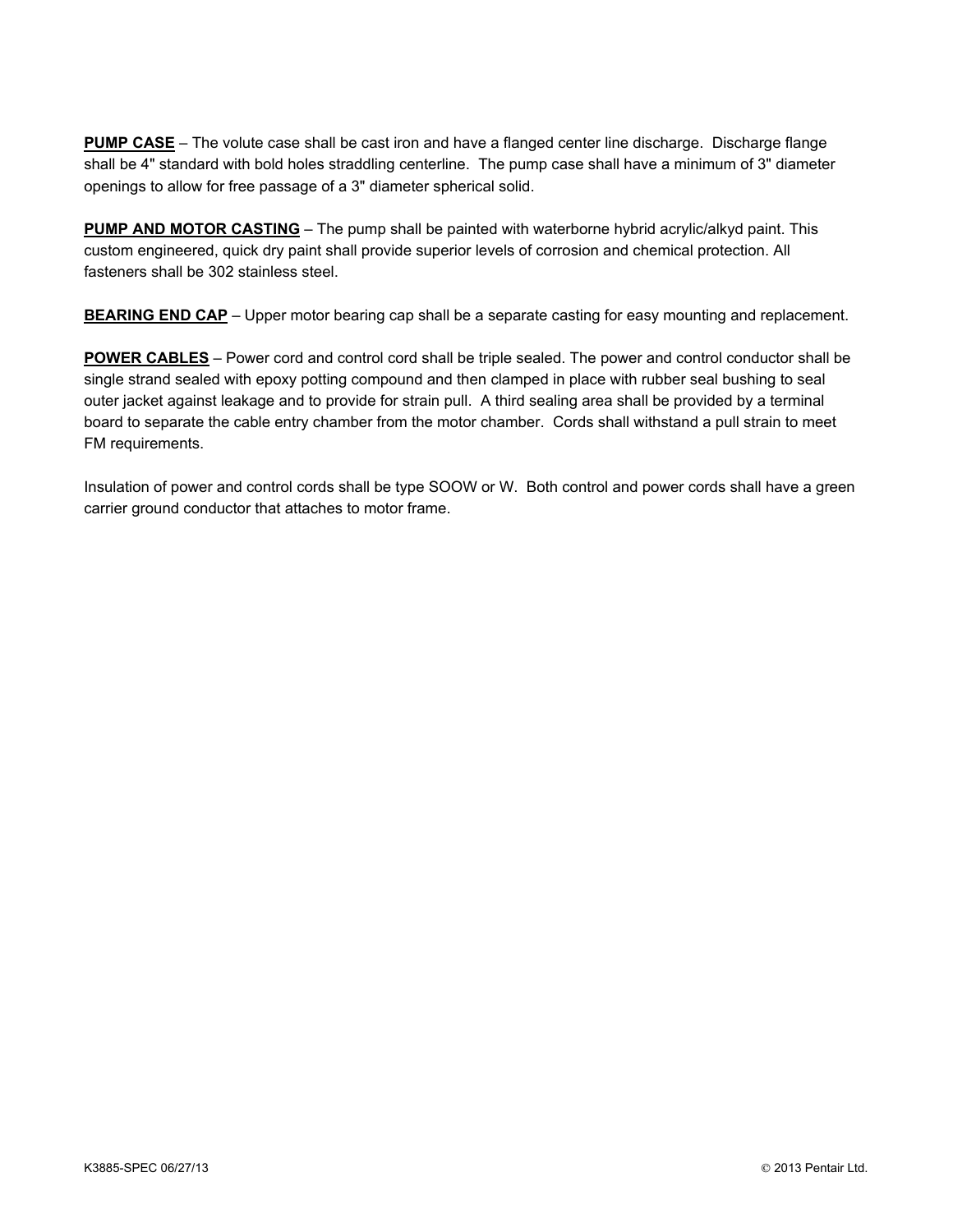**PUMP CASE** – The volute case shall be cast iron and have a flanged center line discharge. Discharge flange shall be 4" standard with bold holes straddling centerline. The pump case shall have a minimum of 3" diameter openings to allow for free passage of a 3" diameter spherical solid.

**PUMP AND MOTOR CASTING** – The pump shall be painted with waterborne hybrid acrylic/alkyd paint. This custom engineered, quick dry paint shall provide superior levels of corrosion and chemical protection. All fasteners shall be 302 stainless steel.

**BEARING END CAP** – Upper motor bearing cap shall be a separate casting for easy mounting and replacement.

**POWER CABLES** – Power cord and control cord shall be triple sealed. The power and control conductor shall be single strand sealed with epoxy potting compound and then clamped in place with rubber seal bushing to seal outer jacket against leakage and to provide for strain pull. A third sealing area shall be provided by a terminal board to separate the cable entry chamber from the motor chamber. Cords shall withstand a pull strain to meet FM requirements.

Insulation of power and control cords shall be type SOOW or W. Both control and power cords shall have a green carrier ground conductor that attaches to motor frame.